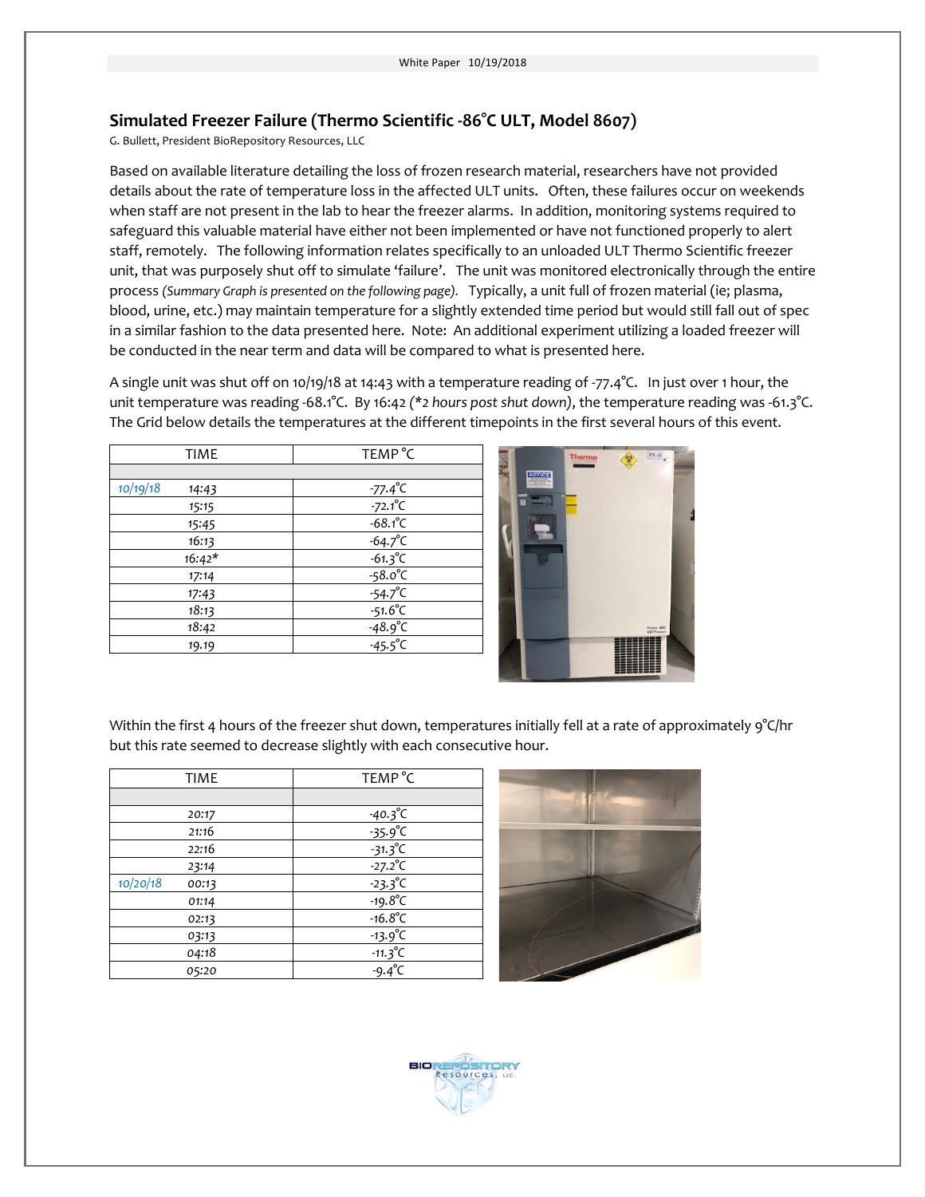## Simulated Freezer Failure (Thermo Scientific -86°C ULT, Model 8607)

G. Bullett, President BioRepository Resources, LLC

Based on available literature detailing the loss of frozen research material, researchers have not provided details about the rate of temperature loss in the affected ULT units. Often, these failures occur on weekends when staff are not present in the lab to hear the freezer alarms. In addition, monitoring systems required to safeguard this valuable material have either not been implemented or have not functioned properly to alert staff, remotely. The following information relates specifically to an unloaded ULT Thermo Scientific freezer unit, that was purposely shut off to simulate 'failure'. The unit was monitored electronically through the entire process *(Summary Graph is presented on the following page).* Typically, a unit full of frozen material (ie; plasma, blood, urine, etc.) may maintain temperature for a slightly extended time period but would still fall out of spec in a similar fashion to the data presented here. Note: An additional experiment utilizing a loaded freezer will be conducted in the near term and data will be compared to what is presented here.

A single unit was shut off on 10/19/18 at 14:43 with a temperature reading of -77.4°C. In just over 1 hour, the unit temperature was reading -68.1°C. By 16:42 *(\*2 hours post shut down)*, the temperature reading was -61.3°C. The Grid below details the temperatures at the different timepoints in the first several hours of this event.

| | TIME | TEMP °C |
|---|---|---|
| | | |
| *10/19/18* | *14:43* | *-77.4°C* |
| | *15:15* | *-72.1°C* |
| | *15:45* | *-68.1°C* |
| | *16:13* | *-64.7°C* |
| | *16:42\** | *-61.3°C* |
| | *17:14* | *-58.0°C* |
| | *17:43* | *-54.7°C* |
| | *18:13* | *-51.6°C* |
| | *18:42* | *-48.9°C* |
| | *19.19* | *-45.5°C* |

Within the first 4 hours of the freezer shut down, temperatures initially fell at a rate of approximately 9°C/hr but this rate seemed to decrease slightly with each consecutive hour.

| | TIME | TEMP °C |
|---|---|---|
| | | |
| | *20:17* | *-40.3°C* |
| | *21:16* | *-35.9°C* |
| | *22:16* | *-31.3°C* |
| | *23:14* | *-27.2°C* |
| *10/20/18* | *00:13* | *-23.3°C* |
| | *01:14* | *-19.8°C* |
| | *02:13* | *-16.8°C* |
| | *03:13* | *-13.9°C* |
| | *04:18* | *-11.3°C* |
| | *05:20* | *-9.4°C* |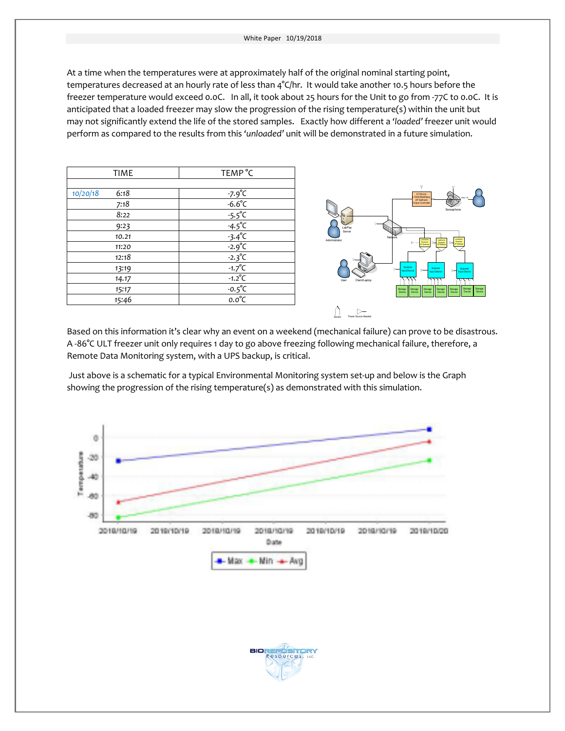At a time when the temperatures were at approximately half of the original nominal starting point, temperatures decreased at an hourly rate of less than 4°C/hr. It would take another 10.5 hours before the freezer temperature would exceed 0.0C. In all, it took about 25 hours for the Unit to go from -77C to 0.0C. It is anticipated that a loaded freezer may slow the progression of the rising temperature(s) within the unit but may not significantly extend the life of the stored samples. Exactly how different a *'loaded'* freezer unit would perform as compared to the results from this *'unloaded'* unit will be demonstrated in a future simulation.

| TIME | | TEMP °C |
|---|---|---|
| | | |
| *10/20/18* | *6:18* | *-7.9°C* |
| | *7:18* | *-6.6°C* |
| | *8:22* | *-5.5°C* |
| | *9:23* | *-4.5°C* |
| | *10.21* | *-3.4°C* |
| | *11:20* | *-2.9°C* |
| | *12:18* | *-2.3°C* |
| | *13:19* | *-1.7°C* |
| | *14.17* | *-1.2°C* |
| | *15:17* | *-0.5°C* |
| | *15:46* | *0.0°C* |

IO Device
T200 WebRelay
(IP Defined)
Output Controller
Sensaphone
Administrator
LabPas Server
Network
Lantronix Scanner IP Defined
Lantronix Scanner IP Defined
Lantronix Scanner IP Defined
User
Client/Laptop
Scanner Input Device
Scanner Input Device
Scanner Input Device
Storage Device
Storage Device
Storage Device
Storage Device
Storage Device
Storage Device
Storage Device
Sensor
Power Source Needed

Based on this information it's clear why an event on a weekend (mechanical failure) can prove to be disastrous. A -86°C ULT freezer unit only requires 1 day to go above freezing following mechanical failure, therefore, a Remote Data Monitoring system, with a UPS backup, is critical.

Just above is a schematic for a typical Environmental Monitoring system set-up and below is the Graph showing the progression of the rising temperature(s) as demonstrated with this simulation.

Temperature
0
-20
-40
-60
-80
2018/10/19
2018/10/19
2018/10/19
2018/10/19
2018/10/19
2018/10/19
2018/10/20
Date
Max
Min
Avg